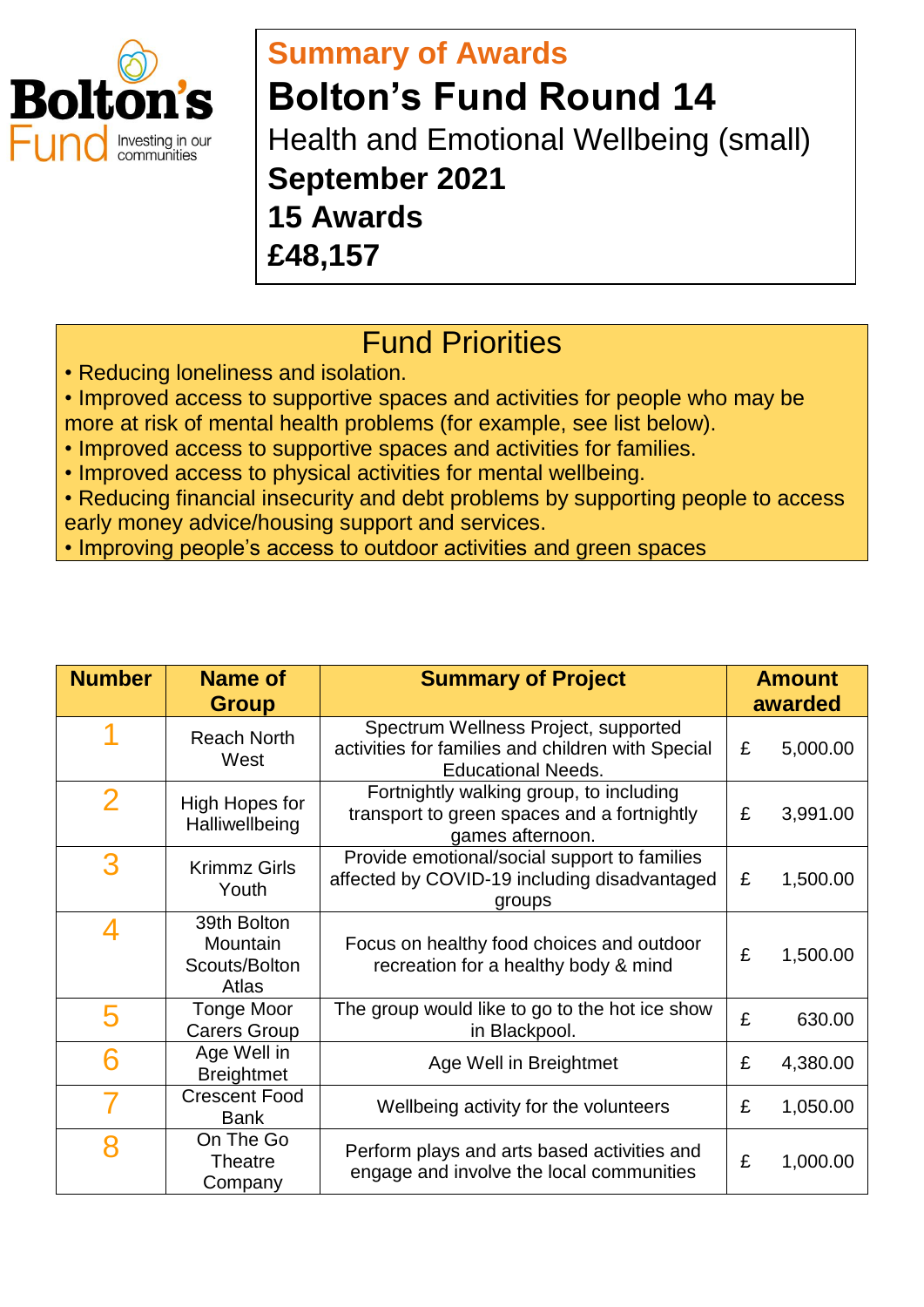Bolton's Fund
Investing in our communities

## Summary of Awards

# Bolton's Fund Round 14

Health and Emotional Wellbeing (small)

**September 2021**

**15 Awards**

**£48,157**

## Fund Priorities

- Reducing loneliness and isolation.
- Improved access to supportive spaces and activities for people who may be more at risk of mental health problems (for example, see list below).
- Improved access to supportive spaces and activities for families.
- Improved access to physical activities for mental wellbeing.
- Reducing financial insecurity and debt problems by supporting people to access early money advice/housing support and services.
- Improving people's access to outdoor activities and green spaces

| Number | Name of Group | Summary of Project | Amount awarded |
|---|---|---|---|
| 1 | Reach North West | Spectrum Wellness Project, supported activities for families and children with Special Educational Needs. | £ 5,000.00 |
| 2 | High Hopes for Halliwellbeing | Fortnightly walking group, to including transport to green spaces and a fortnightly games afternoon. | £ 3,991.00 |
| 3 | Krimmz Girls Youth | Provide emotional/social support to families affected by COVID-19 including disadvantaged groups | £ 1,500.00 |
| 4 | 39th Bolton Mountain Scouts/Bolton Atlas | Focus on healthy food choices and outdoor recreation for a healthy body & mind | £ 1,500.00 |
| 5 | Tonge Moor Carers Group | The group would like to go to the hot ice show in Blackpool. | £ 630.00 |
| 6 | Age Well in Breightmet | Age Well in Breightmet | £ 4,380.00 |
| 7 | Crescent Food Bank | Wellbeing activity for the volunteers | £ 1,050.00 |
| 8 | On The Go Theatre Company | Perform plays and arts based activities and engage and involve the local communities | £ 1,000.00 |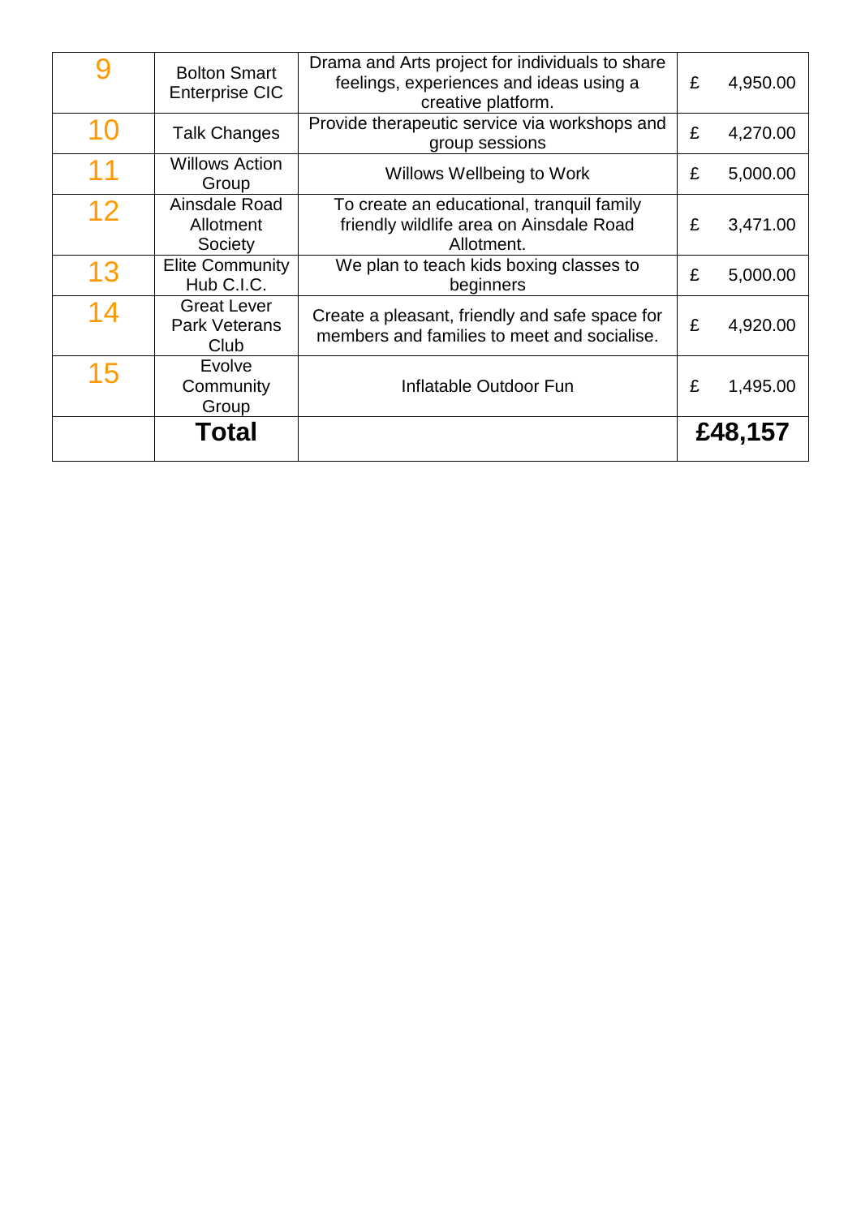| | | | |
|---|---|---|---|
| 9 | Bolton Smart Enterprise CIC | Drama and Arts project for individuals to share feelings, experiences and ideas using a creative platform. | £ 4,950.00 |
| 10 | Talk Changes | Provide therapeutic service via workshops and group sessions | £ 4,270.00 |
| 11 | Willows Action Group | Willows Wellbeing to Work | £ 5,000.00 |
| 12 | Ainsdale Road Allotment Society | To create an educational, tranquil family friendly wildlife area on Ainsdale Road Allotment. | £ 3,471.00 |
| 13 | Elite Community Hub C.I.C. | We plan to teach kids boxing classes to beginners | £ 5,000.00 |
| 14 | Great Lever Park Veterans Club | Create a pleasant, friendly and safe space for members and families to meet and socialise. | £ 4,920.00 |
| 15 | Evolve Community Group | Inflatable Outdoor Fun | £ 1,495.00 |
| | **Total** | | **£48,157** |